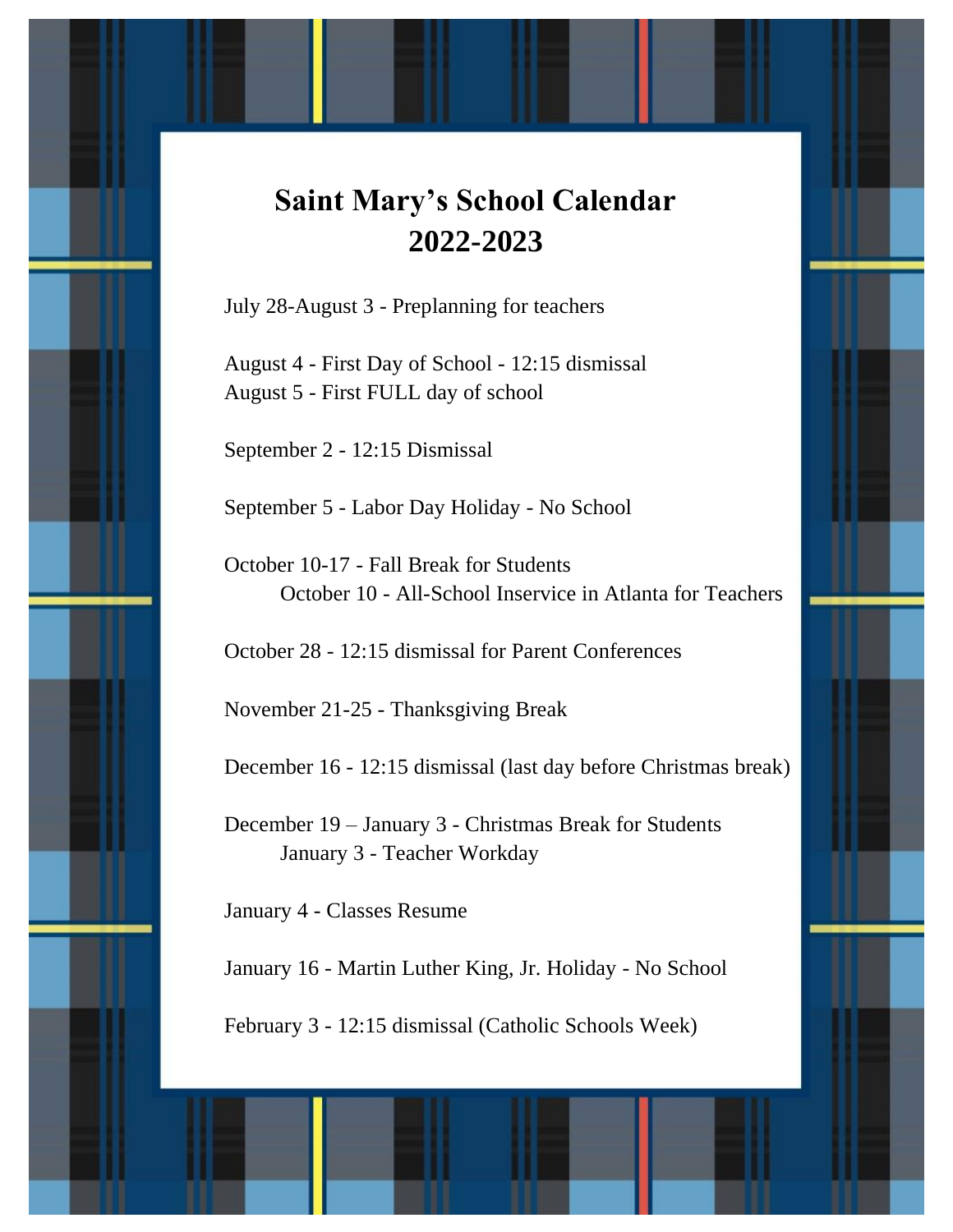# Saint Mary's School Calendar 2022-2023

July 28-August 3 - Preplanning for teachers

August 4 - First Day of School - 12:15 dismissal
August 5 - First FULL day of school

September 2 - 12:15 Dismissal

September 5 - Labor Day Holiday - No School

October 10-17 - Fall Break for Students
  October 10 - All-School Inservice in Atlanta for Teachers

October 28 - 12:15 dismissal for Parent Conferences

November 21-25 - Thanksgiving Break

December 16 - 12:15 dismissal (last day before Christmas break)

December 19 – January 3 - Christmas Break for Students
  January 3 - Teacher Workday

January 4 - Classes Resume

January 16 - Martin Luther King, Jr. Holiday - No School

February 3 - 12:15 dismissal (Catholic Schools Week)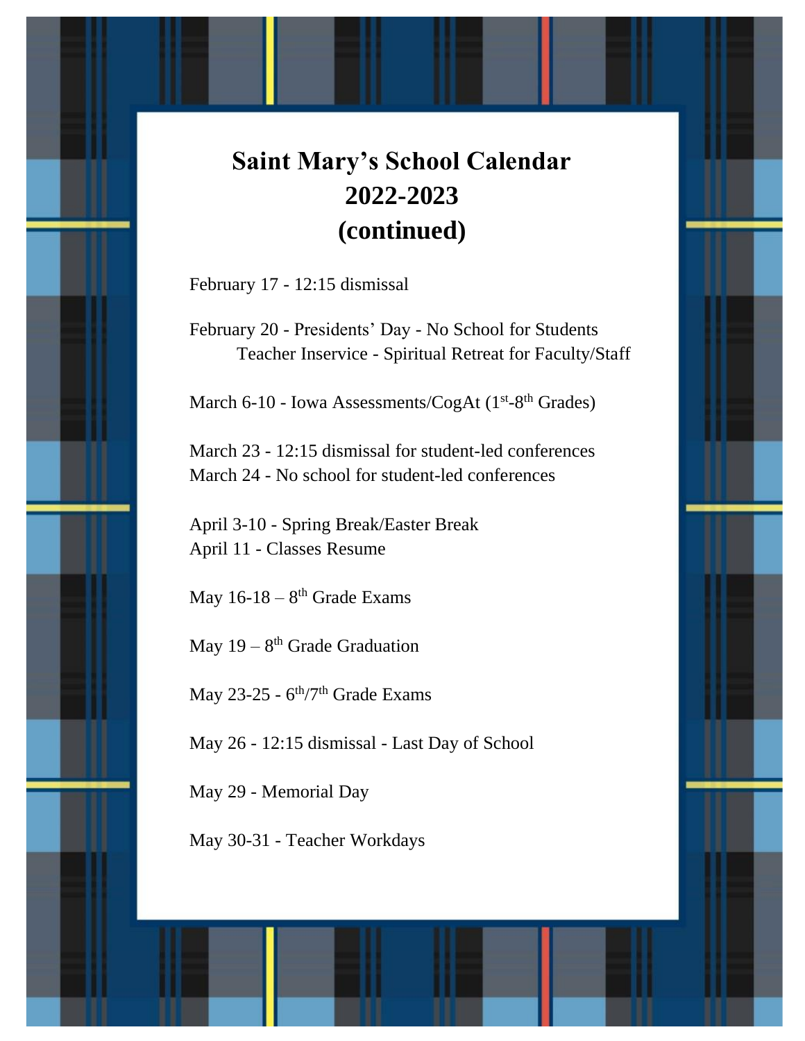# Saint Mary's School Calendar 2022-2023 (continued)

February 17 - 12:15 dismissal

February 20 - Presidents' Day - No School for Students
Teacher Inservice - Spiritual Retreat for Faculty/Staff

March 6-10 - Iowa Assessments/CogAt ($1^{st}$-$8^{th}$ Grades)

March 23 - 12:15 dismissal for student-led conferences
March 24 - No school for student-led conferences

April 3-10 - Spring Break/Easter Break
April 11 - Classes Resume

May 16-18 – $8^{th}$ Grade Exams

May 19 – $8^{th}$ Grade Graduation

May 23-25 - $6^{th}$/$7^{th}$ Grade Exams

May 26 - 12:15 dismissal - Last Day of School

May 29 - Memorial Day

May 30-31 - Teacher Workdays